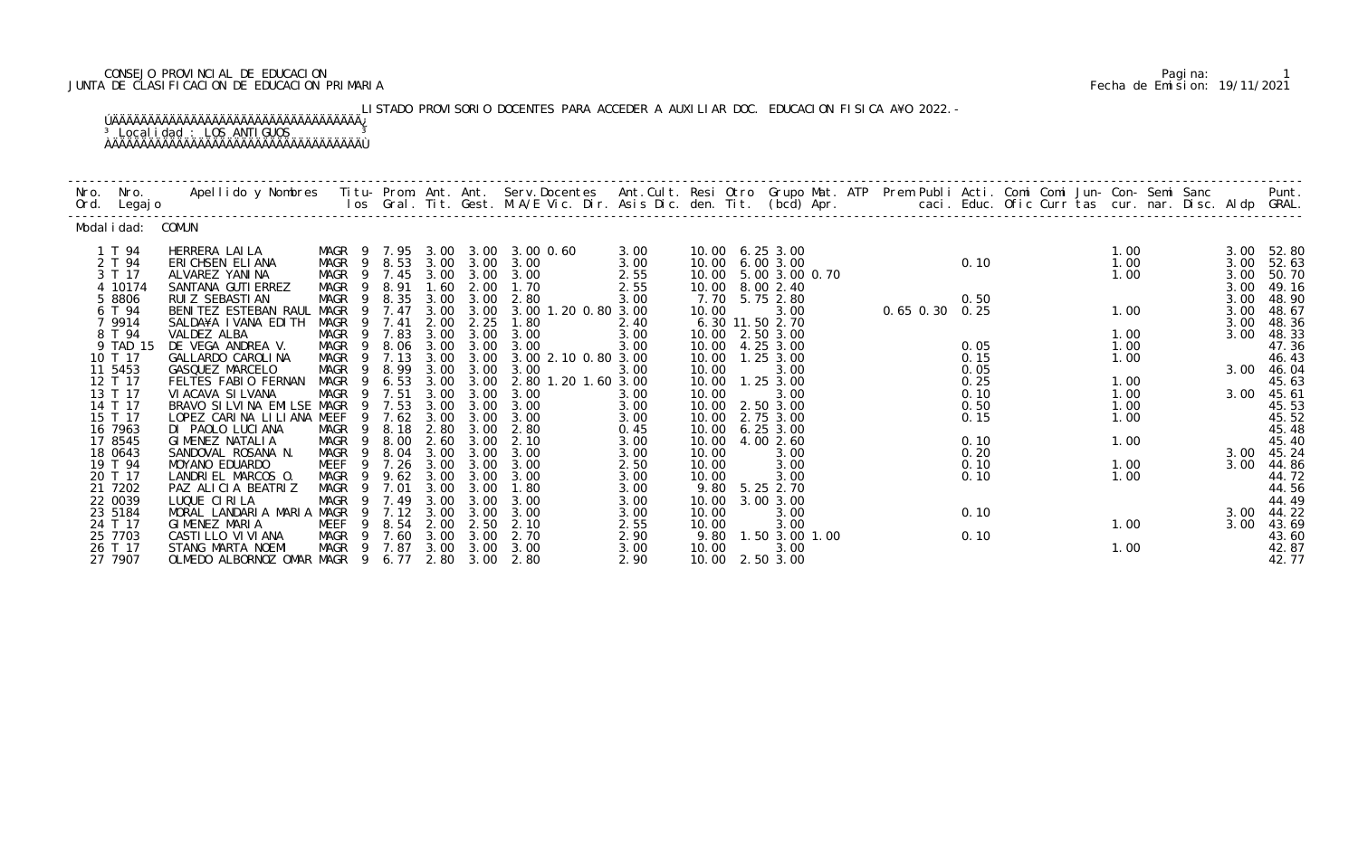CONSEJO PROVINCIAL DE EDUCACION
JUNTA DE CLASIFICACION DE EDUCACION PRIMARIA

Fecha de Emision: 19/11/2021

LISTADO PROVISORIO DOCENTES PARA ACCEDER A AUXILIAR DOC. EDUCACION FISICA A¥O 2022.-

Localidad : LOS ANTIGUOS

Modalidad: COMUN

| Nro. Ord. | Nro. Legajo | Apellido y Nombres | Titu-los | Prom. Gral. | Ant. Tit. | Ant. Gest. | Serv. Docentes M.A/E Vic. Dir. | Ant. Cult. Asis Dic. | Resi den. | Otro Tit. | Grupo Mat. (bcd) | ATP Apr. | Prem Publi caci. | Acti. Educ. | Comi Ofic | Comi Curr | Jun- tas | Con- cur. | Semi nar. | Sanc Disc. | Aldp | Punt. GRAL. |
|---|---|---|---|---|---|---|---|---|---|---|---|---|---|---|---|---|---|---|---|---|---|---|
| 1 | T 94 | HERRERA LAILA | MAGR 9 | 7.95 | 3.00 | 3.00 | 3.00 0.60 | 3.00 | 10.00 | 6.25 | 3.00 | | | | | | | 1.00 | | | 3.00 | 52.80 |
| 2 | T 94 | ERICHSEN ELIANA | MAGR 9 | 8.53 | 3.00 | 3.00 | 3.00 | 3.00 | 10.00 | 6.00 | 3.00 | | | 0.10 | | | | 1.00 | | | 3.00 | 52.63 |
| 3 | T 17 | ALVAREZ YANINA | MAGR 9 | 7.45 | 3.00 | 3.00 | 3.00 | 2.55 | 10.00 | 5.00 | 3.00 0.70 | | | | | | | 1.00 | | | 3.00 | 50.70 |
| 4 | 10174 | SANTANA GUTIERREZ | MAGR 9 | 8.91 | 1.60 | 2.00 | 1.70 | 2.55 | 10.00 | 8.00 | 2.40 | | | | | | | | | | 3.00 | 49.16 |
| 5 | 8806 | RUIZ SEBASTIAN | MAGR 9 | 8.35 | 3.00 | 3.00 | 2.80 | 3.00 | 7.70 | 5.75 | 2.80 | | | 0.50 | | | | | | | 3.00 | 48.90 |
| 6 | T 94 | BENITEZ ESTEBAN RAUL | MAGR 9 | 7.47 | 3.00 | 3.00 | 3.00 1.20 0.80 | 3.00 | 10.00 | | 3.00 | | 0.65 0.30 | 0.25 | | | | 1.00 | | | 3.00 | 48.67 |
| 7 | 9914 | SALDA¥A IVANA EDITH | MAGR 9 | 7.41 | 2.00 | 2.25 | 1.80 | 2.40 | 6.30 | 11.50 | 2.70 | | | | | | | | | | 3.00 | 48.36 |
| 8 | T 94 | VALDEZ ALBA | MAGR 9 | 7.83 | 3.00 | 3.00 | 3.00 | 3.00 | 10.00 | 2.50 | 3.00 | | | | | | | 1.00 | | | 3.00 | 48.33 |
| 9 | TAD 15 | DE VEGA ANDREA V. | MAGR 9 | 8.06 | 3.00 | 3.00 | 3.00 | 3.00 | 10.00 | 4.25 | 3.00 | | | 0.05 | | | | 1.00 | | | | 47.36 |
| 10 | T 17 | GALLARDO CAROLINA | MAGR 9 | 7.13 | 3.00 | 3.00 | 3.00 2.10 0.80 | 3.00 | 10.00 | 1.25 | 3.00 | | | 0.15 | | | | 1.00 | | | | 46.43 |
| 11 | 5453 | GASQUEZ MARCELO | MAGR 9 | 8.99 | 3.00 | 3.00 | 3.00 | 3.00 | 10.00 | | 3.00 | | | 0.05 | | | | | | | 3.00 | 46.04 |
| 12 | T 17 | FELTES FABIO FERNAN | MAGR 9 | 6.53 | 3.00 | 3.00 | 2.80 1.20 1.60 | 3.00 | 10.00 | 1.25 | 3.00 | | | 0.25 | | | | 1.00 | | | | 45.63 |
| 13 | T 17 | VIACAVA SILVANA | MAGR 9 | 7.51 | 3.00 | 3.00 | 3.00 | 3.00 | 10.00 | | 3.00 | | | 0.10 | | | | 1.00 | | | 3.00 | 45.61 |
| 14 | T 17 | BRAVO SILVINA EMILSE | MAGR 9 | 7.53 | 3.00 | 3.00 | 3.00 | 3.00 | 10.00 | 2.50 | 3.00 | | | 0.50 | | | | 1.00 | | | | 45.53 |
| 15 | T 17 | LOPEZ CARINA LILIANA | MEEF 9 | 7.62 | 3.00 | 3.00 | 3.00 | 3.00 | 10.00 | 2.75 | 3.00 | | | 0.15 | | | | 1.00 | | | | 45.52 |
| 16 | 7963 | DI PAOLO LUCIANA | MAGR 9 | 8.18 | 2.80 | 3.00 | 2.80 | 0.45 | 10.00 | 6.25 | 3.00 | | | | | | | | | | | 45.48 |
| 17 | 8545 | GIMENEZ NATALIA | MAGR 9 | 8.00 | 2.60 | 3.00 | 2.10 | 3.00 | 10.00 | 4.00 | 2.60 | | | 0.10 | | | | 1.00 | | | | 45.40 |
| 18 | 0643 | SANDOVAL ROSANA N. | MAGR 9 | 8.04 | 3.00 | 3.00 | 3.00 | 3.00 | 10.00 | | 3.00 | | | 0.20 | | | | | | | 3.00 | 45.24 |
| 19 | T 94 | MOYANO EDUARDO | MEEF 9 | 7.26 | 3.00 | 3.00 | 3.00 | 2.50 | 10.00 | | 3.00 | | | 0.10 | | | | 1.00 | | | 3.00 | 44.86 |
| 20 | T 17 | LANDRIEL MARCOS O. | MAGR 9 | 9.62 | 3.00 | 3.00 | 3.00 | 3.00 | 10.00 | | 3.00 | | | 0.10 | | | | 1.00 | | | | 44.72 |
| 21 | 7202 | PAZ ALICIA BEATRIZ | MAGR 9 | 7.01 | 3.00 | 3.00 | 1.80 | 3.00 | 9.80 | 5.25 | 2.70 | | | | | | | | | | | 44.56 |
| 22 | 0039 | LUQUE CIRILA | MAGR 9 | 7.49 | 3.00 | 3.00 | 3.00 | 3.00 | 10.00 | 3.00 | 3.00 | | | | | | | | | | | 44.49 |
| 23 | 5184 | MORAL LANDARIA MARIA | MAGR 9 | 7.12 | 3.00 | 3.00 | 3.00 | 3.00 | 10.00 | | 3.00 | | | 0.10 | | | | | | | 3.00 | 44.22 |
| 24 | T 17 | GIMENEZ MARIA | MEEF 9 | 8.54 | 2.00 | 2.50 | 2.10 | 2.55 | 10.00 | | 3.00 | | | | | | | 1.00 | | | 3.00 | 43.69 |
| 25 | 7703 | CASTILLO VIVIANA | MAGR 9 | 7.60 | 3.00 | 3.00 | 2.70 | 2.90 | 9.80 | 1.50 | 3.00 1.00 | | | 0.10 | | | | | | | | 43.60 |
| 26 | T 17 | STANG MARTA NOEMI | MAGR 9 | 7.87 | 3.00 | 3.00 | 3.00 | 3.00 | 10.00 | | 3.00 | | | | | | | 1.00 | | | | 42.87 |
| 27 | 7907 | OLMEDO ALBORNOZ OMAR | MAGR 9 | 6.77 | 2.80 | 3.00 | 2.80 | 2.90 | 10.00 | 2.50 | 3.00 | | | | | | | | | | | 42.77 |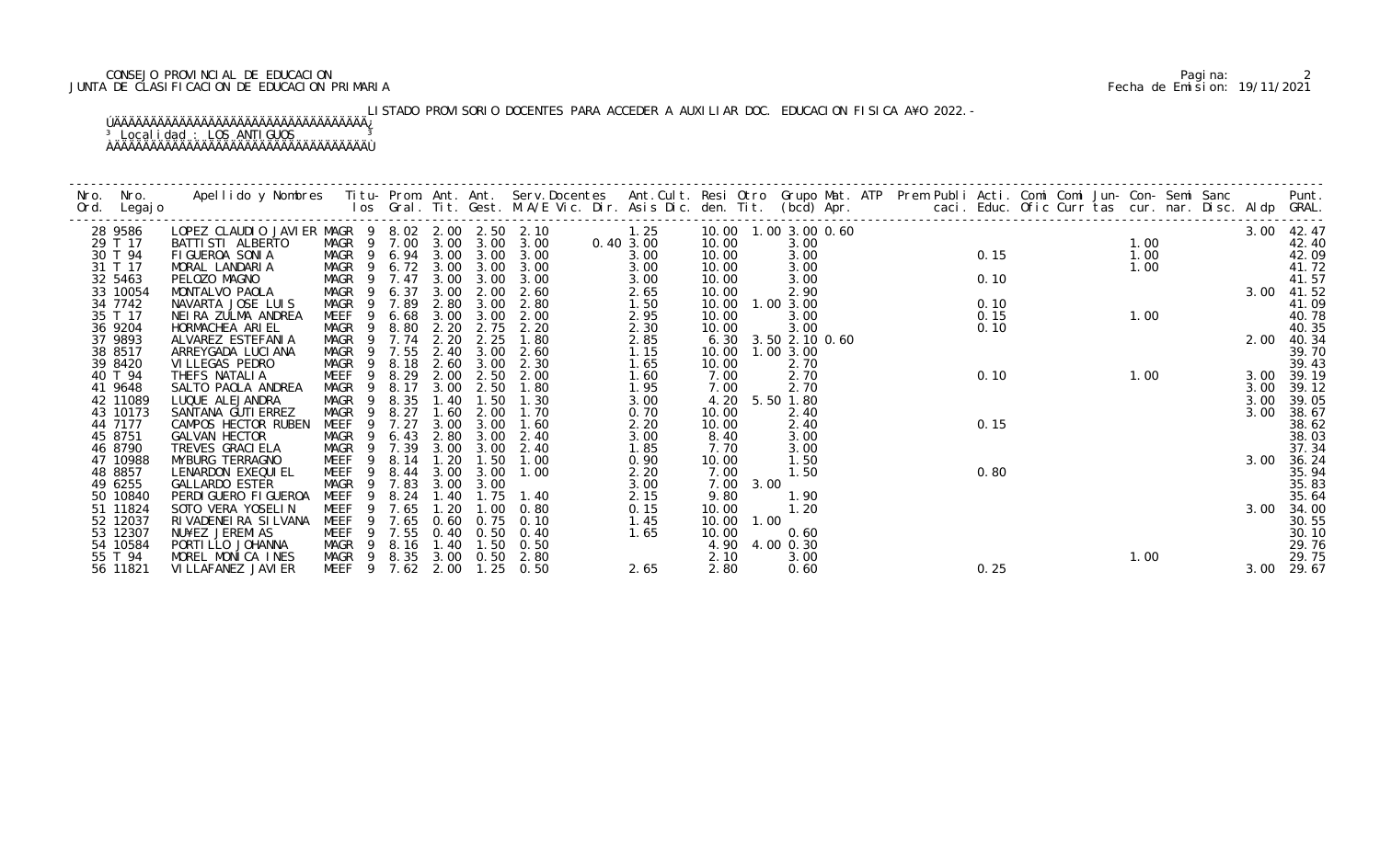CONSEJO PROVINCIAL DE EDUCACION
JUNTA DE CLASIFICACION DE EDUCACION PRIMARIA

LISTADO PROVISORIO DOCENTES PARA ACCEDER A AUXILIAR DOC. EDUCACION FISICA A¥O 2022.-

Localidad : LOS ANTIGUOS

| Nro. Ord. | Nro. Legajo | Apellido y Nombres | Titu-los | Prom. Gral. | Ant. Tit. | Ant. Gest. | Serv.Docentes M.A/E Vic. Dir. | Ant.Cult. Asis Dic. | Resi den. | Otro Tit. | Grupo Mat. (bcd) | ATP Apr. | Prem Publi caci. | Acti. Educ. | Comi Ofic | Comi Curr | Jun- tas | Con- cur. | Semi nar. | Sanc Disc. | Aldp | Punt. GRAL. |
|---|---|---|---|---|---|---|---|---|---|---|---|---|---|---|---|---|---|---|---|---|---|---|
| 28 | 9586 | LOPEZ CLAUDIO JAVIER | MAGR 9 | 8.02 | 2.00 | 2.50 | 2.10 | 1.25 | 10.00 | 1.00 | 3.00 0.60 | | | | | | | | | | 3.00 | 42.47 |
| 29 | T 17 | BATTISTI ALBERTO | MAGR 9 | 7.00 | 3.00 | 3.00 | 3.00 | 0.40 3.00 | 10.00 | | 3.00 | | | | | | | 1.00 | | | | 42.40 |
| 30 | T 94 | FIGUEROA SONIA | MAGR 9 | 6.94 | 3.00 | 3.00 | 3.00 | 3.00 | 10.00 | | 3.00 | | | 0.15 | | | | 1.00 | | | | 42.09 |
| 31 | T 17 | MORAL LANDARIA | MAGR 9 | 6.72 | 3.00 | 3.00 | 3.00 | 3.00 | 10.00 | | 3.00 | | | | | | | 1.00 | | | | 41.72 |
| 32 | 5463 | PELOZO MAGNO | MAGR 9 | 7.47 | 3.00 | 3.00 | 3.00 | 3.00 | 10.00 | | 3.00 | | | 0.10 | | | | | | | | 41.57 |
| 33 | 10054 | MONTALVO PAOLA | MAGR 9 | 6.37 | 3.00 | 2.00 | 2.60 | 2.65 | 10.00 | | 2.90 | | | | | | | | | | 3.00 | 41.52 |
| 34 | 7742 | NAVARTA JOSE LUIS | MAGR 9 | 7.89 | 2.80 | 3.00 | 2.80 | 1.50 | 10.00 | 1.00 | 3.00 | | | 0.10 | | | | | | | | 41.09 |
| 35 | T 17 | NEIRA ZULMA ANDREA | MEEF 9 | 6.68 | 3.00 | 3.00 | 2.00 | 2.95 | 10.00 | | 3.00 | | | 0.15 | | | | 1.00 | | | | 40.78 |
| 36 | 9204 | HORMACHEA ARIEL | MAGR 9 | 8.80 | 2.20 | 2.75 | 2.20 | 2.30 | 10.00 | | 3.00 | | | 0.10 | | | | | | | | 40.35 |
| 37 | 9893 | ALVAREZ ESTEFANIA | MAGR 9 | 7.74 | 2.20 | 2.25 | 1.80 | 2.85 | 6.30 | 3.50 | 2.10 0.60 | | | | | | | | | | 2.00 | 40.34 |
| 38 | 8517 | ARREYGADA LUCIANA | MAGR 9 | 7.55 | 2.40 | 3.00 | 2.60 | 1.15 | 10.00 | 1.00 | 3.00 | | | | | | | | | | | 39.70 |
| 39 | 8420 | VILLEGAS PEDRO | MAGR 9 | 8.18 | 2.60 | 3.00 | 2.30 | 1.65 | 10.00 | | 2.70 | | | | | | | | | | | 39.43 |
| 40 | T 94 | THEFS NATALIA | MEEF 9 | 8.29 | 2.00 | 2.50 | 2.00 | 1.60 | 7.00 | | 2.70 | | | 0.10 | | | | 1.00 | | | 3.00 | 39.19 |
| 41 | 9648 | SALTO PAOLA ANDREA | MAGR 9 | 8.17 | 3.00 | 2.50 | 1.80 | 1.95 | 7.00 | | 2.70 | | | | | | | | | | 3.00 | 39.12 |
| 42 | 11089 | LUQUE ALEJANDRA | MAGR 9 | 8.35 | 1.40 | 1.50 | 1.30 | 3.00 | 4.20 | 5.50 | 1.80 | | | | | | | | | | 3.00 | 39.05 |
| 43 | 10173 | SANTANA GUTIERREZ | MAGR 9 | 8.27 | 1.60 | 2.00 | 1.70 | 0.70 | 10.00 | | 2.40 | | | | | | | | | | 3.00 | 38.67 |
| 44 | 7177 | CAMPOS HECTOR RUBEN | MEEF 9 | 7.27 | 3.00 | 3.00 | 1.60 | 2.20 | 10.00 | | 2.40 | | | 0.15 | | | | | | | | 38.62 |
| 45 | 8751 | GALVAN HECTOR | MAGR 9 | 6.43 | 2.80 | 3.00 | 2.40 | 3.00 | 8.40 | | 3.00 | | | | | | | | | | | 38.03 |
| 46 | 8790 | TREVES GRACIELA | MAGR 9 | 7.39 | 3.00 | 3.00 | 2.40 | 1.85 | 7.70 | | 3.00 | | | | | | | | | | | 37.34 |
| 47 | 10988 | MYBURG TERRAGNO | MEEF 9 | 8.14 | 1.20 | 1.50 | 1.00 | 0.90 | 10.00 | | 1.50 | | | | | | | | | | 3.00 | 36.24 |
| 48 | 8857 | LENARDON EXEQUIEL | MEEF 9 | 8.44 | 3.00 | 3.00 | 1.00 | 2.20 | 7.00 | | 1.50 | | | 0.80 | | | | | | | | 35.94 |
| 49 | 6255 | GALLARDO ESTER | MAGR 9 | 7.83 | 3.00 | 3.00 | | 3.00 | 7.00 | 3.00 | | | | | | | | | | | | 35.83 |
| 50 | 10840 | PERDIGUERO FIGUEROA | MEEF 9 | 8.24 | 1.40 | 1.75 | 1.40 | 2.15 | 9.80 | | 1.90 | | | | | | | | | | | 35.64 |
| 51 | 11824 | SOTO VERA YOSELIN | MEEF 9 | 7.65 | 1.20 | 1.00 | 0.80 | 0.15 | 10.00 | | 1.20 | | | | | | | | | | 3.00 | 34.00 |
| 52 | 12037 | RIVADENEIRA SILVANA | MEEF 9 | 7.65 | 0.60 | 0.75 | 0.10 | 1.45 | 10.00 | 1.00 | | | | | | | | | | | | 30.55 |
| 53 | 12307 | NU¥EZ JEREMIAS | MEEF 9 | 7.55 | 0.40 | 0.50 | 0.40 | 1.65 | 10.00 | | 0.60 | | | | | | | | | | | 30.10 |
| 54 | 10584 | PORTILLO JOHANNA | MAGR 9 | 8.16 | 1.40 | 1.50 | 0.50 | | 4.90 | 4.00 | 0.30 | | | | | | | | | | | 29.76 |
| 55 | T 94 | MOREL MONICA INES | MAGR 9 | 8.35 | 3.00 | 0.50 | 2.80 | | 2.10 | | 3.00 | | | | | | | 1.00 | | | | 29.75 |
| 56 | 11821 | VILLAFANEZ JAVIER | MEEF 9 | 7.62 | 2.00 | 1.25 | 0.50 | 2.65 | 2.80 | | 0.60 | | | 0.25 | | | | | | | 3.00 | 29.67 |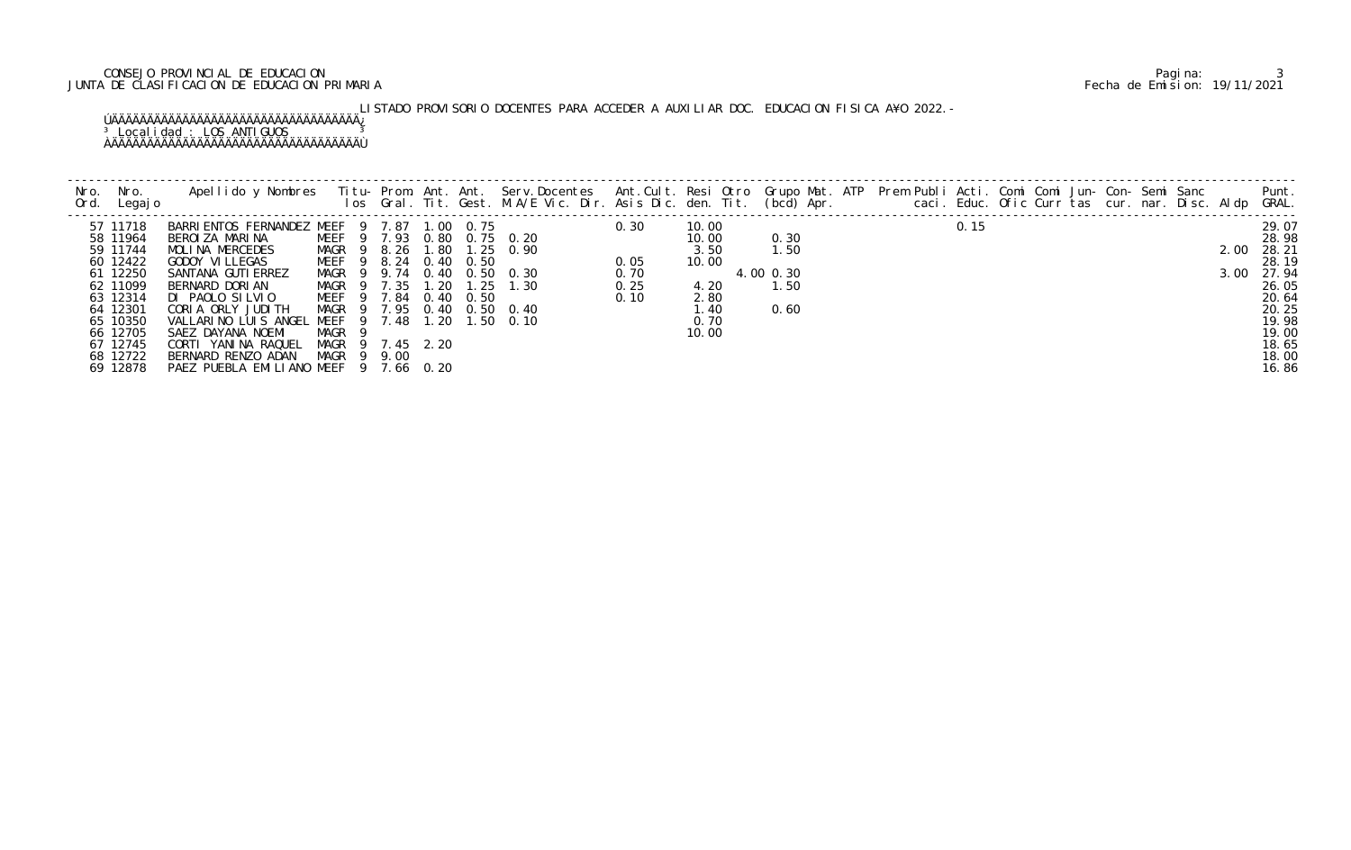CONSEJO PROVINCIAL DE EDUCACION
JUNTA DE CLASIFICACION DE EDUCACION PRIMARIA

Pagina: 3
Fecha de Emision: 19/11/2021

LISTADO PROVISORIO DOCENTES PARA ACCEDER A AUXILIAR DOC. EDUCACION FISICA A¥O 2022.-

Localidad : LOS ANTIGUOS

| Nro. Ord. | Nro. Legajo | Apellido y Nombres | Titulos | Prom. Gral. | Ant. Tit. | Ant. Gest. | Serv.Docentes M.A/E Vic. Dir. | Ant.Cult. Asis Dic. | Resi den. | Otro Tit. | Grupo Mat. (bcd) | ATP Apr. | Prem | Publi caci. | Acti. Educ. | Comi Ofic | Comi Curr | Jun- tas | Con- cur. | Semi nar. | Sanc Disc. | Aldp | Punt. GRAL. |
|---|---|---|---|---|---|---|---|---|---|---|---|---|---|---|---|---|---|---|---|---|---|---|---|
| 57 | 11718 | BARRIENTOS FERNANDEZ | MEEF 9 | 7.87 | 1.00 | 0.75 | | 0.30 | 10.00 | | | | | | 0.15 | | | | | | | | 29.07 |
| 58 | 11964 | BEROIZA MARINA | MEEF 9 | 7.93 | 0.80 | 0.75 | 0.20 | | 10.00 | | 0.30 | | | | | | | | | | | | 28.98 |
| 59 | 11744 | MOLINA MERCEDES | MAGR 9 | 8.26 | 1.80 | 1.25 | 0.90 | | 3.50 | | 1.50 | | | | | | | | | | | 2.00 | 28.21 |
| 60 | 12422 | GODOY VILLEGAS | MEEF 9 | 8.24 | 0.40 | 0.50 | | 0.05 | 10.00 | | | | | | | | | | | | | | 28.19 |
| 61 | 12250 | SANTANA GUTIERREZ | MAGR 9 | 9.74 | 0.40 | 0.50 | 0.30 | 0.70 | | 4.00 | 0.30 | | | | | | | | | | | 3.00 | 27.94 |
| 62 | 11099 | BERNARD DORIAN | MAGR 9 | 7.35 | 1.20 | 1.25 | 1.30 | 0.25 | 4.20 | | 1.50 | | | | | | | | | | | | 26.05 |
| 63 | 12314 | DI PAOLO SILVIO | MEEF 9 | 7.84 | 0.40 | 0.50 | | 0.10 | 2.80 | | | | | | | | | | | | | | 20.64 |
| 64 | 12301 | CORIA ORLY JUDITH | MAGR 9 | 7.95 | 0.40 | 0.50 | 0.40 | | 1.40 | | 0.60 | | | | | | | | | | | | 20.25 |
| 65 | 10350 | VALLARINO LUIS ANGEL | MEEF 9 | 7.48 | 1.20 | 1.50 | 0.10 | | 0.70 | | | | | | | | | | | | | | 19.98 |
| 66 | 12705 | SAEZ DAYANA NOEMI | MAGR 9 | | | | | | 10.00 | | | | | | | | | | | | | | 19.00 |
| 67 | 12745 | CORTI YANINA RAQUEL | MAGR 9 | 7.45 | 2.20 | | | | | | | | | | | | | | | | | | 18.65 |
| 68 | 12722 | BERNARD RENZO ADAN | MAGR 9 | 9.00 | | | | | | | | | | | | | | | | | | | 18.00 |
| 69 | 12878 | PAEZ PUEBLA EMILIANO | MEEF 9 | 7.66 | 0.20 | | | | | | | | | | | | | | | | | | 16.86 |